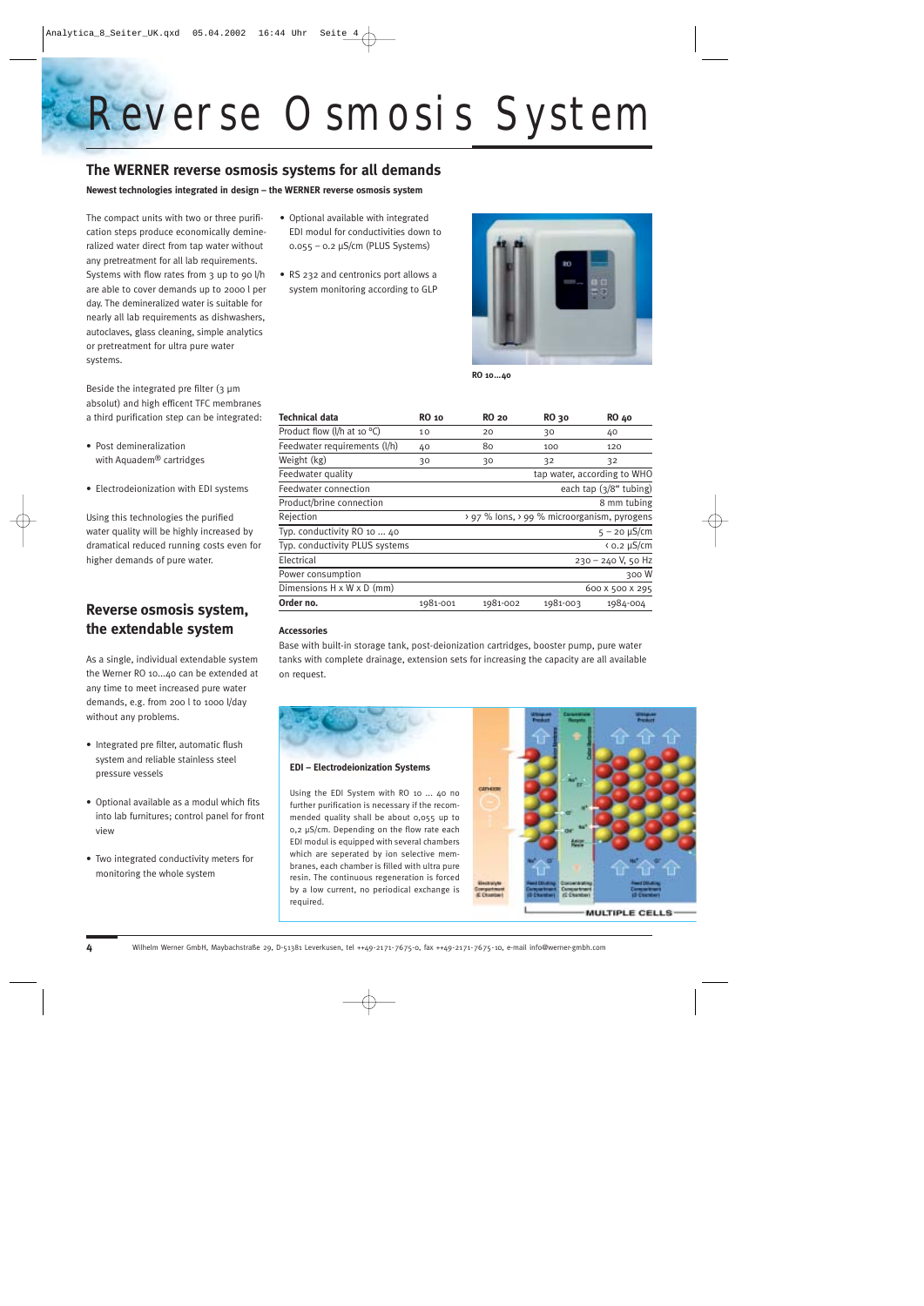# Reverse Osmosis System

## The WERNER reverse osmosis systems for all demands

**Newest technologies integrated in design – the WERNER reverse osmosis system**

The compact units with two or three purification steps produce economically demineralized water direct from tap water without any pretreatment for all lab requirements. Systems with flow rates from 3 up to 90 l/h are able to cover demands up to 2000 l per day. The demineralized water is suitable for nearly all lab requirements as dishwashers, autoclaves, glass cleaning, simple analytics or pretreatment for ultra pure water systems.

Beside the integrated pre filter (3 µm absolut) and high efficent TFC membranes a third purification step can be integrated:

- Post demineralization with Aquadem® cartridges
- Electrodeionization with EDI systems

Using this technologies the purified water quality will be highly increased by dramatical reduced running costs even for higher demands of pure water.

- Optional available with integrated EDI modul for conductivities down to 0.055 – 0.2 µS/cm (PLUS Systems)
- RS 232 and centronics port allows a system monitoring according to GLP

RO 10...40

| Technical data | RO 10 | RO 20 | RO 30 | RO 40 |
|---|---|---|---|---|
| Product flow (l/h at 10 °C) | 10 | 20 | 30 | 40 |
| Feedwater requirements (l/h) | 40 | 80 | 100 | 120 |
| Weight (kg) | 30 | 30 | 32 | 32 |
| Feedwater quality | | | | tap water, according to WHO |
| Feedwater connection | | | | each tap (3/8" tubing) |
| Product/brine connection | | | | 8 mm tubing |
| Rejection | | | | › 97 % Ions, › 99 % microorganism, pyrogens |
| Typ. conductivity RO 10 ... 40 | | | | 5 – 20 µS/cm |
| Typ. conductivity PLUS systems | | | | ‹ 0.2 µS/cm |
| Electrical | | | | 230 – 240 V, 50 Hz |
| Power consumption | | | | 300 W |
| Dimensions H x W x D (mm) | | | | 600 x 500 x 295 |
| **Order no.** | 1981-001 | 1981-002 | 1981-003 | 1984-004 |

## Reverse osmosis system, the extendable system

As a single, individual extendable system the Werner RO 10...40 can be extended at any time to meet increased pure water demands, e.g. from 200 l to 1000 l/day without any problems.

- Integrated pre filter, automatic flush system and reliable stainless steel pressure vessels
- Optional available as a modul which fits into lab furnitures; control panel for front view
- Two integrated conductivity meters for monitoring the whole system

**Accessories**

Base with built-in storage tank, post-deionization cartridges, booster pump, pure water tanks with complete drainage, extension sets for increasing the capacity are all available on request.

**EDI – Electrodeionization Systems**

Using the EDI System with RO 10 ... 40 no further purification is necessary if the recommended quality shall be about 0,055 up to 0,2 µS/cm. Depending on the flow rate each EDI modul is equipped with several chambers which are seperated by ion selective membranes, each chamber is filled with ultra pure resin. The continuous regeneration is forced by a low current, no periodical exchange is required.

Wilhelm Werner GmbH, Maybachstraße 29, D-51381 Leverkusen, tel ++49-2171-7675-0, fax ++49-2171-7675-10, e-mail info@werner-gmbh.com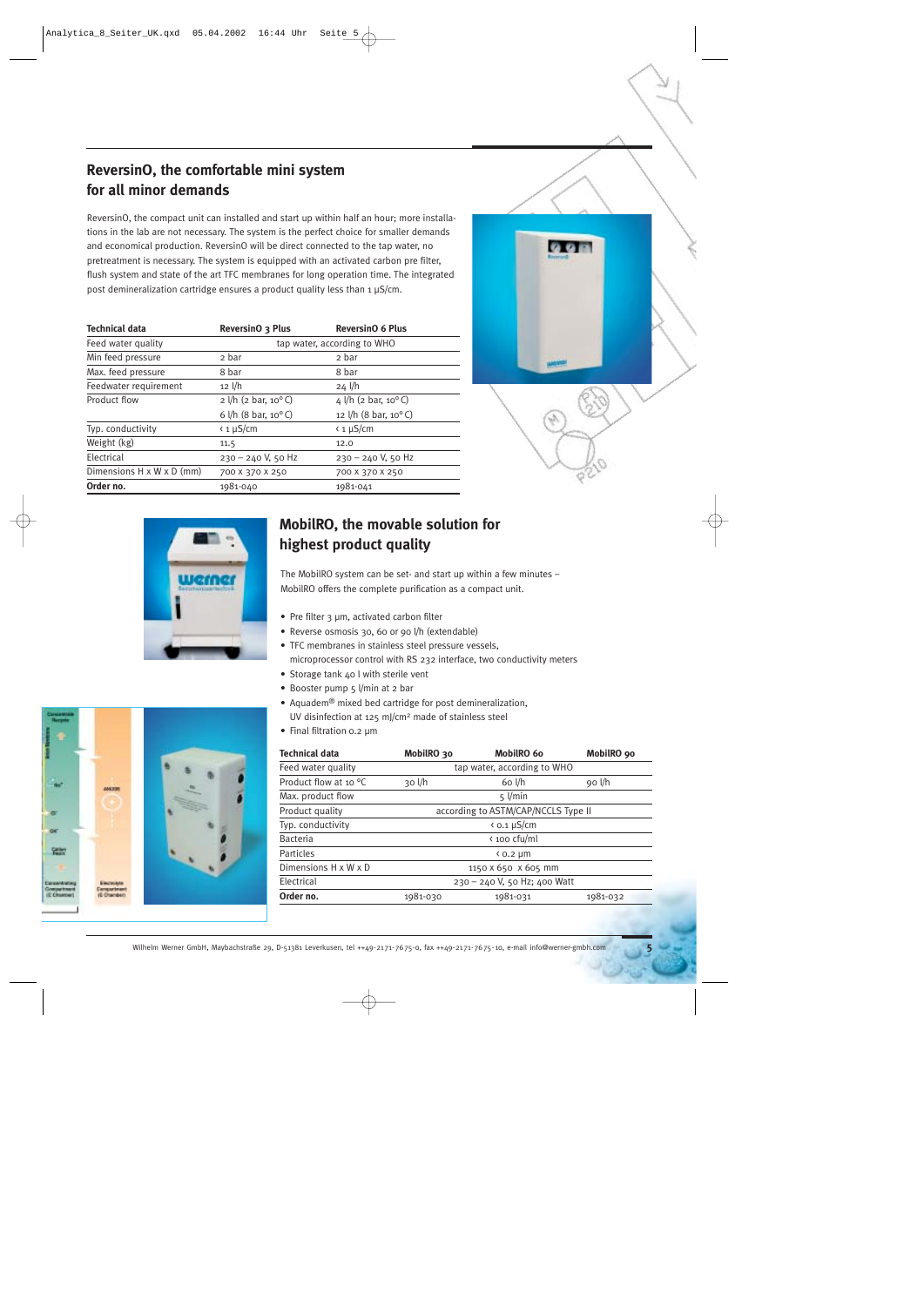## ReversinO, the comfortable mini system for all minor demands

ReversinO, the compact unit can installed and start up within half an hour; more installations in the lab are not necessary. The system is the perfect choice for smaller demands and economical production. ReversinO will be direct connected to the tap water, no pretreatment is necessary. The system is equipped with an activated carbon pre filter, flush system and state of the art TFC membranes for long operation time. The integrated post demineralization cartridge ensures a product quality less than 1 µS/cm.

| Technical data | ReversinO 3 Plus | ReversinO 6 Plus |
| --- | --- | --- |
| Feed water quality | tap water, according to WHO | |
| Min feed pressure | 2 bar | 2 bar |
| Max. feed pressure | 8 bar | 8 bar |
| Feedwater requirement | 12 l/h | 24 l/h |
| Product flow | 2 l/h (2 bar, 10° C) | 4 l/h (2 bar, 10° C) |
| | 6 l/h (8 bar, 10° C) | 12 l/h (8 bar, 10° C) |
| Typ. conductivity | < 1 µS/cm | < 1 µS/cm |
| Weight (kg) | 11.5 | 12.0 |
| Electrical | 230 – 240 V, 50 Hz | 230 – 240 V, 50 Hz |
| Dimensions H x W x D (mm) | 700 x 370 x 250 | 700 x 370 x 250 |
| **Order no.** | 1981-040 | 1981-041 |

## MobilRO, the movable solution for highest product quality

The MobilRO system can be set- and start up within a few minutes – MobilRO offers the complete purification as a compact unit.

- Pre filter 3 µm, activated carbon filter
- Reverse osmosis 30, 60 or 90 l/h (extendable)
- TFC membranes in stainless steel pressure vessels, microprocessor control with RS 232 interface, two conductivity meters
- Storage tank 40 l with sterile vent
- Booster pump 5 l/min at 2 bar
- Aquadem® mixed bed cartridge for post demineralization, UV disinfection at 125 mJ/cm² made of stainless steel
- Final filtration 0.2 µm

| Technical data | MobilRO 30 | MobilRO 60 | MobilRO 90 |
| --- | --- | --- | --- |
| Feed water quality | tap water, according to WHO | | |
| Product flow at 10 °C | 30 l/h | 60 l/h | 90 l/h |
| Max. product flow | 5 l/min | | |
| Product quality | according to ASTM/CAP/NCCLS Type II | | |
| Typ. conductivity | < 0.1 µS/cm | | |
| Bacteria | < 100 cfu/ml | | |
| Particles | < 0.2 µm | | |
| Dimensions H x W x D | 1150 x 650 x 605 mm | | |
| Electrical | 230 – 240 V, 50 Hz; 400 Watt | | |
| **Order no.** | 1981-030 | 1981-031 | 1981-032 |

Wilhelm Werner GmbH, Maybachstraße 29, D-51381 Leverkusen, tel ++49-2171-7675-0, fax ++49-2171-7675-10, e-mail info@werner-gmbh.com